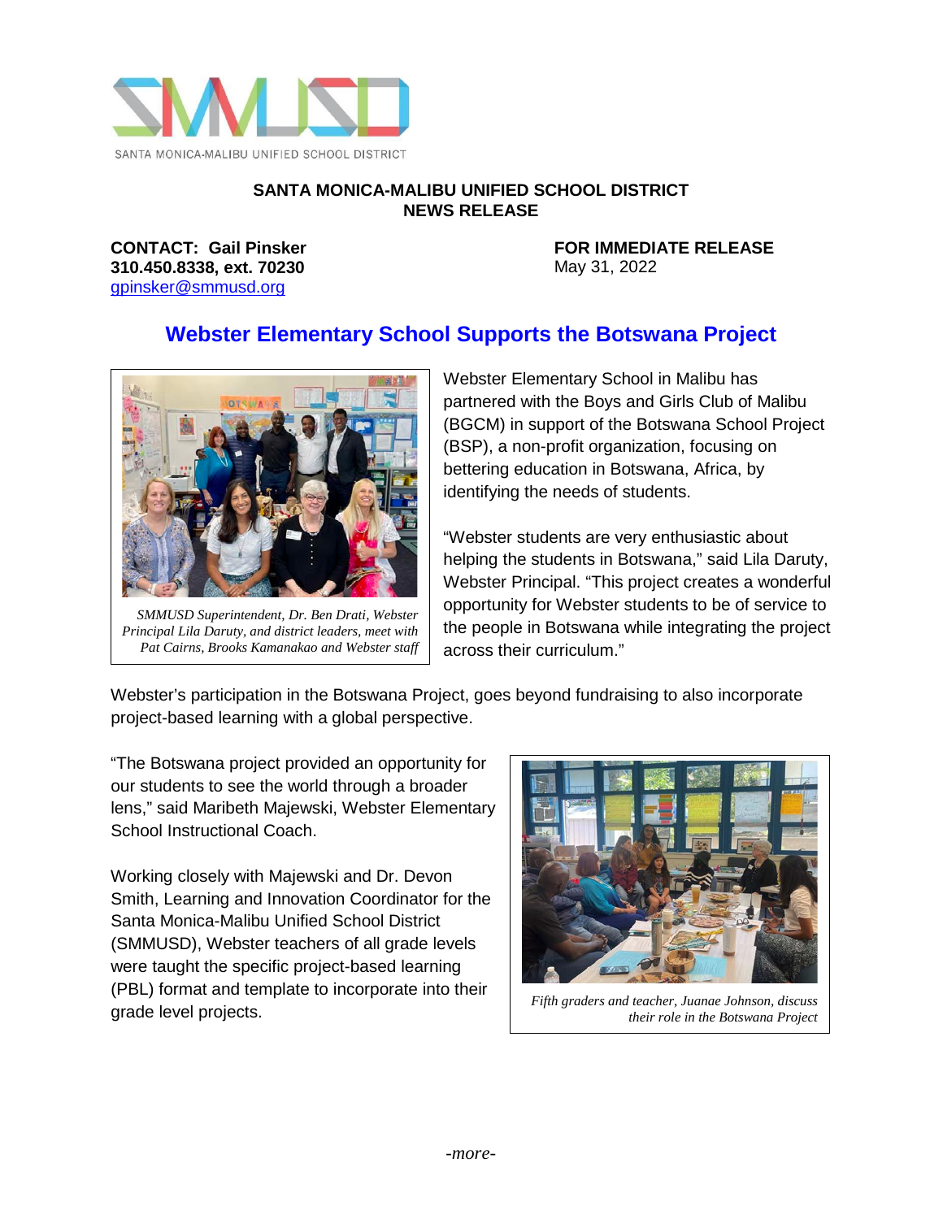SANTA MONICA-MALIBU UNIFIED SCHOOL DISTRICT

**SANTA MONICA-MALIBU UNIFIED SCHOOL DISTRICT**
**NEWS RELEASE**

**CONTACT: Gail Pinsker**
**310.450.8338, ext. 70230**
gpinsker@smmusd.org

**FOR IMMEDIATE RELEASE**
May 31, 2022

## Webster Elementary School Supports the Botswana Project

*SMMUSD Superintendent, Dr. Ben Drati, Webster Principal Lila Daruty, and district leaders, meet with Pat Cairns, Brooks Kamanakao and Webster staff*

Webster Elementary School in Malibu has partnered with the Boys and Girls Club of Malibu (BGCM) in support of the Botswana School Project (BSP), a non-profit organization, focusing on bettering education in Botswana, Africa, by identifying the needs of students.

"Webster students are very enthusiastic about helping the students in Botswana," said Lila Daruty, Webster Principal. "This project creates a wonderful opportunity for Webster students to be of service to the people in Botswana while integrating the project across their curriculum."

Webster's participation in the Botswana Project, goes beyond fundraising to also incorporate project-based learning with a global perspective.

"The Botswana project provided an opportunity for our students to see the world through a broader lens," said Maribeth Majewski, Webster Elementary School Instructional Coach.

Working closely with Majewski and Dr. Devon Smith, Learning and Innovation Coordinator for the Santa Monica-Malibu Unified School District (SMMUSD), Webster teachers of all grade levels were taught the specific project-based learning (PBL) format and template to incorporate into their grade level projects.

*Fifth graders and teacher, Juanae Johnson, discuss their role in the Botswana Project*

-more-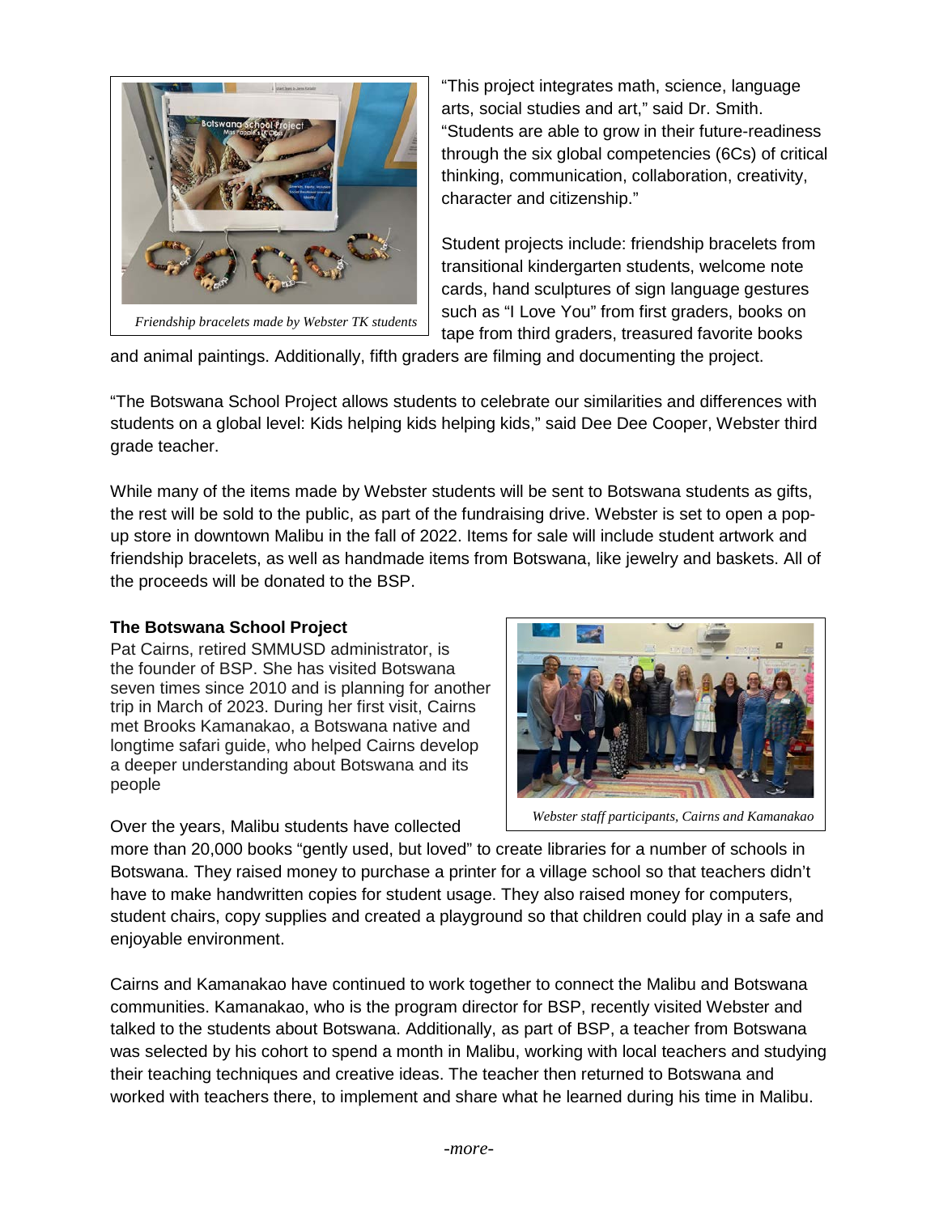*Friendship bracelets made by Webster TK students*

"This project integrates math, science, language arts, social studies and art," said Dr. Smith. "Students are able to grow in their future-readiness through the six global competencies (6Cs) of critical thinking, communication, collaboration, creativity, character and citizenship."

Student projects include: friendship bracelets from transitional kindergarten students, welcome note cards, hand sculptures of sign language gestures such as "I Love You" from first graders, books on tape from third graders, treasured favorite books and animal paintings. Additionally, fifth graders are filming and documenting the project.

"The Botswana School Project allows students to celebrate our similarities and differences with students on a global level: Kids helping kids helping kids," said Dee Dee Cooper, Webster third grade teacher.

While many of the items made by Webster students will be sent to Botswana students as gifts, the rest will be sold to the public, as part of the fundraising drive. Webster is set to open a pop-up store in downtown Malibu in the fall of 2022. Items for sale will include student artwork and friendship bracelets, as well as handmade items from Botswana, like jewelry and baskets. All of the proceeds will be donated to the BSP.

**The Botswana School Project**

Pat Cairns, retired SMMUSD administrator, is the founder of BSP. She has visited Botswana seven times since 2010 and is planning for another trip in March of 2023. During her first visit, Cairns met Brooks Kamanakao, a Botswana native and longtime safari guide, who helped Cairns develop a deeper understanding about Botswana and its people

*Webster staff participants, Cairns and Kamanakao*

Over the years, Malibu students have collected more than 20,000 books "gently used, but loved" to create libraries for a number of schools in Botswana. They raised money to purchase a printer for a village school so that teachers didn't have to make handwritten copies for student usage. They also raised money for computers, student chairs, copy supplies and created a playground so that children could play in a safe and enjoyable environment.

Cairns and Kamanakao have continued to work together to connect the Malibu and Botswana communities. Kamanakao, who is the program director for BSP, recently visited Webster and talked to the students about Botswana. Additionally, as part of BSP, a teacher from Botswana was selected by his cohort to spend a month in Malibu, working with local teachers and studying their teaching techniques and creative ideas. The teacher then returned to Botswana and worked with teachers there, to implement and share what he learned during his time in Malibu.

-more-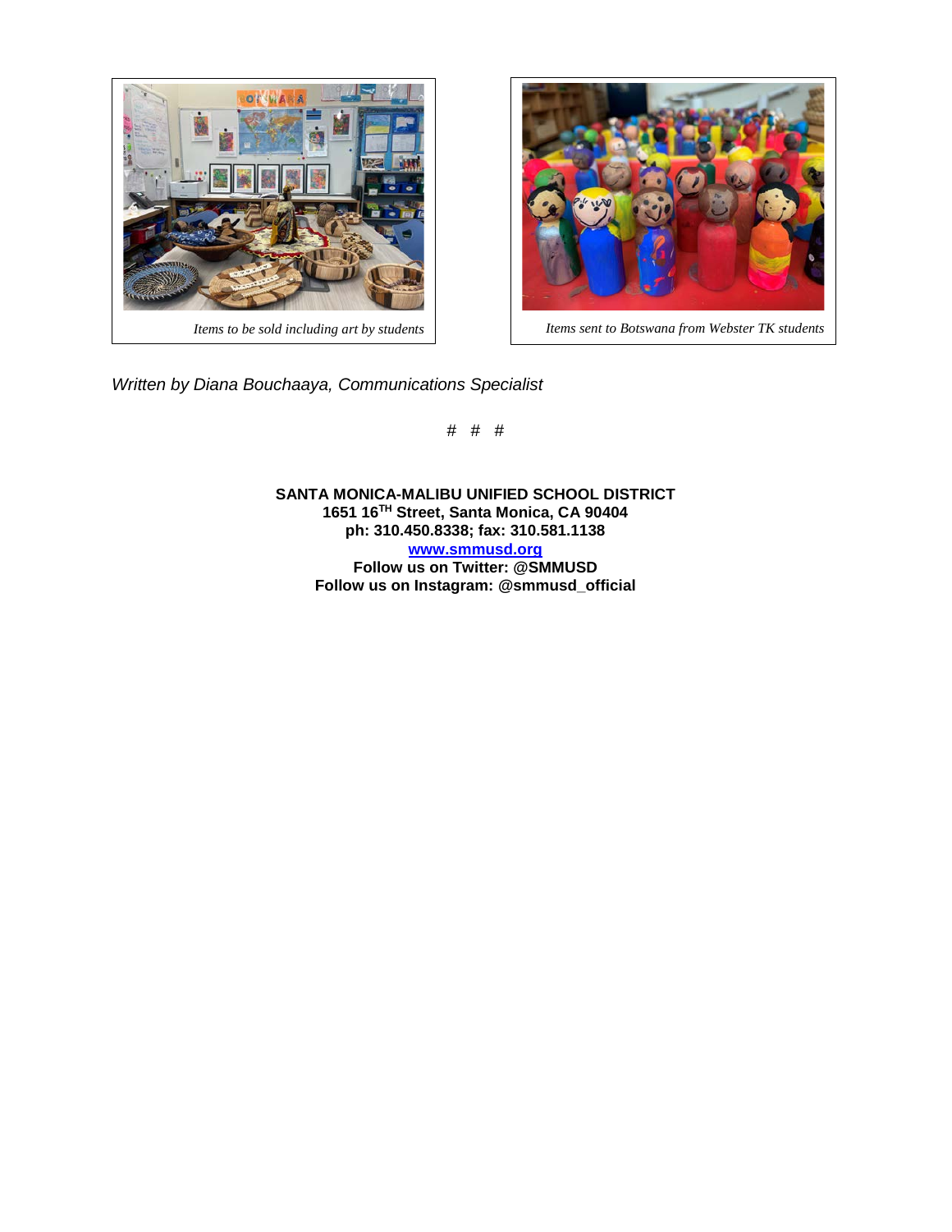*Items to be sold including art by students*

*Items sent to Botswana from Webster TK students*

*Written by Diana Bouchaaya, Communications Specialist*

\# # #

**SANTA MONICA-MALIBU UNIFIED SCHOOL DISTRICT**
**1651 16TH Street, Santa Monica, CA 90404**
**ph: 310.450.8338; fax: 310.581.1138**
**www.smmusd.org**
**Follow us on Twitter: @SMMUSD**
**Follow us on Instagram: @smmusd_official**